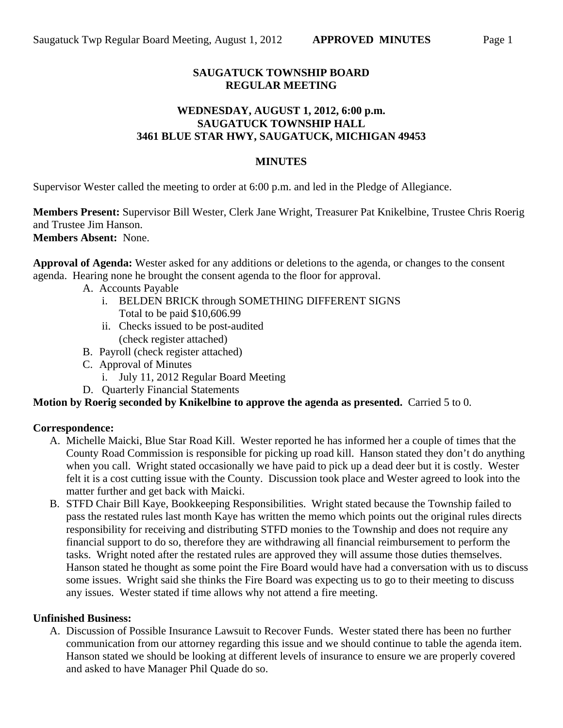**SAUGATUCK TOWNSHIP BOARD**
**REGULAR MEETING**

**WEDNESDAY, AUGUST 1, 2012, 6:00 p.m.**
**SAUGATUCK TOWNSHIP HALL**
**3461 BLUE STAR HWY, SAUGATUCK, MICHIGAN 49453**

**MINUTES**

Supervisor Wester called the meeting to order at 6:00 p.m. and led in the Pledge of Allegiance.

**Members Present:** Supervisor Bill Wester, Clerk Jane Wright, Treasurer Pat Knikelbine, Trustee Chris Roerig and Trustee Jim Hanson.
**Members Absent:** None.

**Approval of Agenda:** Wester asked for any additions or deletions to the agenda, or changes to the consent agenda. Hearing none he brought the consent agenda to the floor for approval.

A. Accounts Payable
   i. BELDEN BRICK through SOMETHING DIFFERENT SIGNS
      Total to be paid $10,606.99
   ii. Checks issued to be post-audited
      (check register attached)
B. Payroll (check register attached)
C. Approval of Minutes
   i. July 11, 2012 Regular Board Meeting
D. Quarterly Financial Statements

**Motion by Roerig seconded by Knikelbine to approve the agenda as presented.** Carried 5 to 0.

**Correspondence:**

A. Michelle Maicki, Blue Star Road Kill. Wester reported he has informed her a couple of times that the County Road Commission is responsible for picking up road kill. Hanson stated they don't do anything when you call. Wright stated occasionally we have paid to pick up a dead deer but it is costly. Wester felt it is a cost cutting issue with the County. Discussion took place and Wester agreed to look into the matter further and get back with Maicki.
B. STFD Chair Bill Kaye, Bookkeeping Responsibilities. Wright stated because the Township failed to pass the restated rules last month Kaye has written the memo which points out the original rules directs responsibility for receiving and distributing STFD monies to the Township and does not require any financial support to do so, therefore they are withdrawing all financial reimbursement to perform the tasks. Wright noted after the restated rules are approved they will assume those duties themselves. Hanson stated he thought as some point the Fire Board would have had a conversation with us to discuss some issues. Wright said she thinks the Fire Board was expecting us to go to their meeting to discuss any issues. Wester stated if time allows why not attend a fire meeting.

**Unfinished Business:**

A. Discussion of Possible Insurance Lawsuit to Recover Funds. Wester stated there has been no further communication from our attorney regarding this issue and we should continue to table the agenda item. Hanson stated we should be looking at different levels of insurance to ensure we are properly covered and asked to have Manager Phil Quade do so.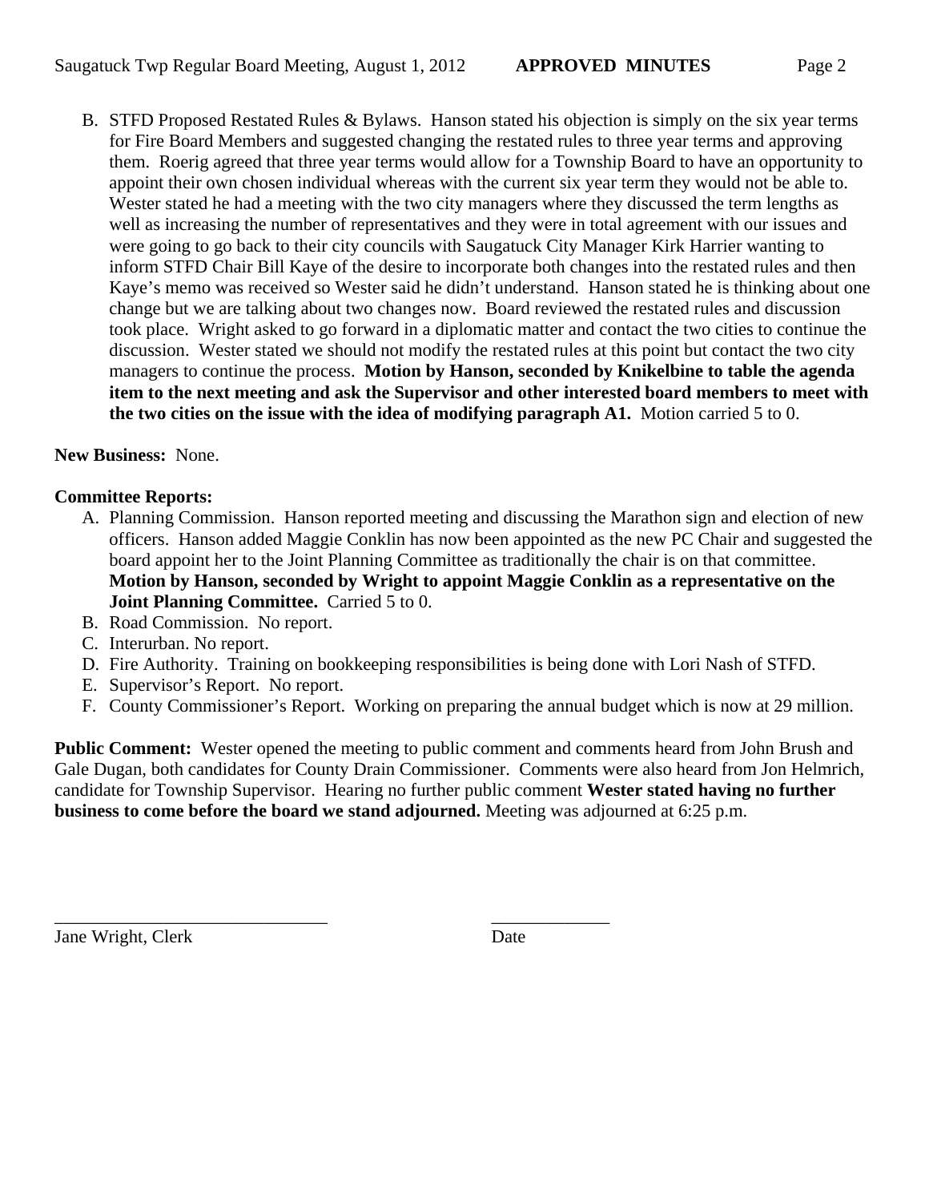B. STFD Proposed Restated Rules & Bylaws. Hanson stated his objection is simply on the six year terms for Fire Board Members and suggested changing the restated rules to three year terms and approving them. Roerig agreed that three year terms would allow for a Township Board to have an opportunity to appoint their own chosen individual whereas with the current six year term they would not be able to. Wester stated he had a meeting with the two city managers where they discussed the term lengths as well as increasing the number of representatives and they were in total agreement with our issues and were going to go back to their city councils with Saugatuck City Manager Kirk Harrier wanting to inform STFD Chair Bill Kaye of the desire to incorporate both changes into the restated rules and then Kaye's memo was received so Wester said he didn't understand. Hanson stated he is thinking about one change but we are talking about two changes now. Board reviewed the restated rules and discussion took place. Wright asked to go forward in a diplomatic matter and contact the two cities to continue the discussion. Wester stated we should not modify the restated rules at this point but contact the two city managers to continue the process. **Motion by Hanson, seconded by Knikelbine to table the agenda item to the next meeting and ask the Supervisor and other interested board members to meet with the two cities on the issue with the idea of modifying paragraph A1.** Motion carried 5 to 0.

**New Business:** None.

**Committee Reports:**

A. Planning Commission. Hanson reported meeting and discussing the Marathon sign and election of new officers. Hanson added Maggie Conklin has now been appointed as the new PC Chair and suggested the board appoint her to the Joint Planning Committee as traditionally the chair is on that committee. **Motion by Hanson, seconded by Wright to appoint Maggie Conklin as a representative on the Joint Planning Committee.** Carried 5 to 0.
B. Road Commission. No report.
C. Interurban. No report.
D. Fire Authority. Training on bookkeeping responsibilities is being done with Lori Nash of STFD.
E. Supervisor's Report. No report.
F. County Commissioner's Report. Working on preparing the annual budget which is now at 29 million.

**Public Comment:** Wester opened the meeting to public comment and comments heard from John Brush and Gale Dugan, both candidates for County Drain Commissioner. Comments were also heard from Jon Helmrich, candidate for Township Supervisor. Hearing no further public comment **Wester stated having no further business to come before the board we stand adjourned.** Meeting was adjourned at 6:25 p.m.

______________________________ _____________

Jane Wright, Clerk Date